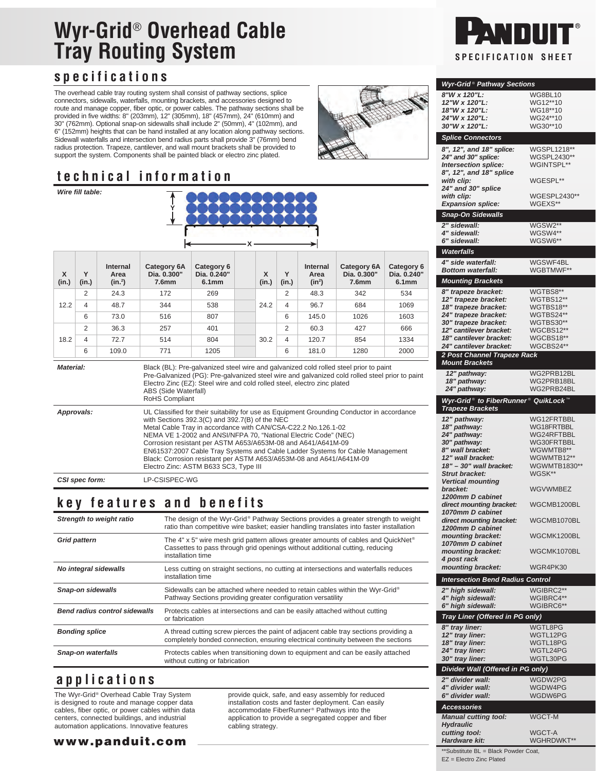# Wyr-Grid® Overhead Cable Tray Routing System

PANDUIT® SPECIFICATION SHEET

## specifications

The overhead cable tray routing system shall consist of pathway sections, splice connectors, sidewalls, waterfalls, mounting brackets, and accessories designed to route and manage copper, fiber optic, or power cables. The pathway sections shall be provided in five widths: 8" (203mm), 12" (305mm), 18" (457mm), 24" (610mm) and 30" (762mm). Optional snap-on sidewalls shall include 2" (50mm), 4" (102mm), and 6" (152mm) heights that can be hand installed at any location along pathway sections. Sidewall waterfalls and intersection bend radius parts shall provide 3" (76mm) bend radius protection. Trapeze, cantilever, and wall mount brackets shall be provided to support the system. Components shall be painted black or electro zinc plated.

## technical information

***Wire fill table:***

| X (in.) | Y (in.) | Internal Area (in.$^2$) | Category 6A Dia. 0.300" 7.6mm | Category 6 Dia. 0.240" 6.1mm | | X (in.) | Y (in.) | Internal Area (in$^2$) | Category 6A Dia. 0.300" 7.6mm | Category 6 Dia. 0.240" 6.1mm |
|---|---|---|---|---|---|---|---|---|---|---|
| 12.2 | 2 | 24.3 | 172 | 269 | | 24.2 | 2 | 48.3 | 342 | 534 |
| | 4 | 48.7 | 344 | 538 | | | 4 | 96.7 | 684 | 1069 |
| | 6 | 73.0 | 516 | 807 | | | 6 | 145.0 | 1026 | 1603 |
| 18.2 | 2 | 36.3 | 257 | 401 | | 30.2 | 2 | 60.3 | 427 | 666 |
| | 4 | 72.7 | 514 | 804 | | | 4 | 120.7 | 854 | 1334 |
| | 6 | 109.0 | 771 | 1205 | | | 6 | 181.0 | 1280 | 2000 |

| | |
|---|---|
| ***Material:*** | Black (BL): Pre-galvanized steel wire and galvanized cold rolled steel prior to paint<br>Pre-Galvanized (PG): Pre-galvanized steel wire and galvanized cold rolled steel prior to paint<br>Electro Zinc (EZ): Steel wire and cold rolled steel, electro zinc plated<br>ABS (Side Waterfall)<br>RoHS Compliant |
| ***Approvals:*** | UL Classified for their suitability for use as Equipment Grounding Conductor in accordance with Sections 392.3(C) and 392.7(B) of the NEC<br>Metal Cable Tray in accordance with CAN/CSA-C22.2 No.126.1-02<br>NEMA VE 1-2002 and ANSI/NFPA 70, "National Electric Code" (NEC)<br>Corrosion resistant per ASTM A653/A653M-08 and A641/A641M-09<br>EN61537:2007 Cable Tray Systems and Cable Ladder Systems for Cable Management<br>Black: Corrosion resistant per ASTM A653/A653M-08 and A641/A641M-09<br>Electro Zinc: ASTM B633 SC3, Type III |
| ***CSI spec form:*** | LP-CSISPEC-WG |

## key features and benefits

| | |
|---|---|
| ***Strength to weight ratio*** | The design of the Wyr-Grid® Pathway Sections provides a greater strength to weight ratio than competitive wire basket; easier handling translates into faster installation |
| ***Grid pattern*** | The 4" x 5" wire mesh grid pattern allows greater amounts of cables and QuickNet® Cassettes to pass through grid openings without additional cutting, reducing installation time |
| ***No integral sidewalls*** | Less cutting on straight sections, no cutting at intersections and waterfalls reduces installation time |
| ***Snap-on sidewalls*** | Sidewalls can be attached where needed to retain cables within the Wyr-Grid® Pathway Sections providing greater configuration versatility |
| ***Bend radius control sidewalls*** | Protects cables at intersections and can be easily attached without cutting or fabrication |
| ***Bonding splice*** | A thread cutting screw pierces the paint of adjacent cable tray sections providing a completely bonded connection, ensuring electrical continuity between the sections |
| ***Snap-on waterfalls*** | Protects cables when transitioning down to equipment and can be easily attached without cutting or fabrication |

## applications

The Wyr-Grid® Overhead Cable Tray System is designed to route and manage copper data cables, fiber optic, or power cables within data centers, connected buildings, and industrial automation applications. Innovative features provide quick, safe, and easy assembly for reduced installation costs and faster deployment. Can easily accommodate FiberRunner® Pathways into the application to provide a segregated copper and fiber cabling strategy.

**www.panduit.com**

| ***Wyr-Grid® Pathway Sections*** | |
|---|---|
| *8"W x 120"L:* | WG8BL10 |
| *12"W x 120"L:* | WG12**10 |
| *18"W x 120"L:* | WG18**10 |
| *24"W x 120"L:* | WG24**10 |
| *30"W x 120"L:* | WG30**10 |
| ***Splice Connectors*** | |
| *8", 12", and 18" splice:* | WGSPL1218** |
| *24" and 30" splice:* | WGSPL2430** |
| *Intersection splice:* | WGINTSPL** |
| *8", 12", and 18" splice with clip:* | WGESPL** |
| *24" and 30" splice with clip:* | WGESPL2430** |
| *Expansion splice:* | WGEXS** |
| ***Snap-On Sidewalls*** | |
| *2" sidewall:* | WGSW2** |
| *4" sidewall:* | WGSW4** |
| *6" sidewall:* | WGSW6** |
| ***Waterfalls*** | |
| *4" side waterfall:* | WGSWF4BL |
| *Bottom waterfall:* | WGBTMWF** |
| ***Mounting Brackets*** | |
| *8" trapeze bracket:* | WGTBS8** |
| *12" trapeze bracket:* | WGTBS12** |
| *18" trapeze bracket:* | WGTBS18** |
| *24" trapeze bracket:* | WGTBS24** |
| *30" trapeze bracket:* | WGTBS30** |
| *12" cantilever bracket:* | WGCBS12** |
| *18" cantilever bracket:* | WGCBS18** |
| *24" cantilever bracket:* | WGCBS24** |
| ***2 Post Channel Trapeze Rack Mount Brackets*** | |
| *12" pathway:* | WG2PRB12BL |
| *18" pathway:* | WG2PRB18BL |
| *24" pathway:* | WG2PRB24BL |
| ***Wyr-Grid® to FiberRunner® QuikLock™ Trapeze Brackets*** | |
| *12" pathway:* | WG12FRTBBL |
| *18" pathway:* | WG18FRTBBL |
| *24" pathway:* | WG24RFTBBL |
| *30" pathway:* | WG30FRTBBL |
| *8" wall bracket:* | WGWMTB8** |
| *12" wall bracket:* | WGWMTB12** |
| *18" – 30" wall bracket:* | WGWMTB1830** |
| *Strut bracket:* | WGSK** |
| *Vertical mounting bracket:* | WGVWMBEZ |
| *1200mm D cabinet direct mounting bracket:* | WGCMB1200BL |
| *1070mm D cabinet direct mounting bracket:* | WGCMB1070BL |
| *1200mm D cabinet mounting bracket:* | WGCMK1200BL |
| *1070mm D cabinet mounting bracket:* | WGCMK1070BL |
| *4 post rack mounting bracket:* | WGR4PK30 |
| ***Intersection Bend Radius Control*** | |
| *2" high sidewall:* | WGIBRC2** |
| *4" high sidewall:* | WGIBRC4** |
| *6" high sidewall:* | WGIBRC6** |
| ***Tray Liner (Offered in PG only)*** | |
| *8" tray liner:* | WGTL8PG |
| *12" tray liner:* | WGTL12PG |
| *18" tray liner:* | WGTL18PG |
| *24" tray liner:* | WGTL24PG |
| *30" tray liner:* | WGTL30PG |
| ***Divider Wall (Offered in PG only)*** | |
| *2" divider wall:* | WGDW2PG |
| *4" divider wall:* | WGDW4PG |
| *6" divider wall:* | WGDW6PG |
| ***Accessories*** | |
| *Manual cutting tool:* | WGCT-M |
| *Hydraulic cutting tool:* | WGCT-A |
| *Hardware kit:* | WGHRDWKT** |

**Substitute BL = Black Powder Coat,
EZ = Electro Zinc Plated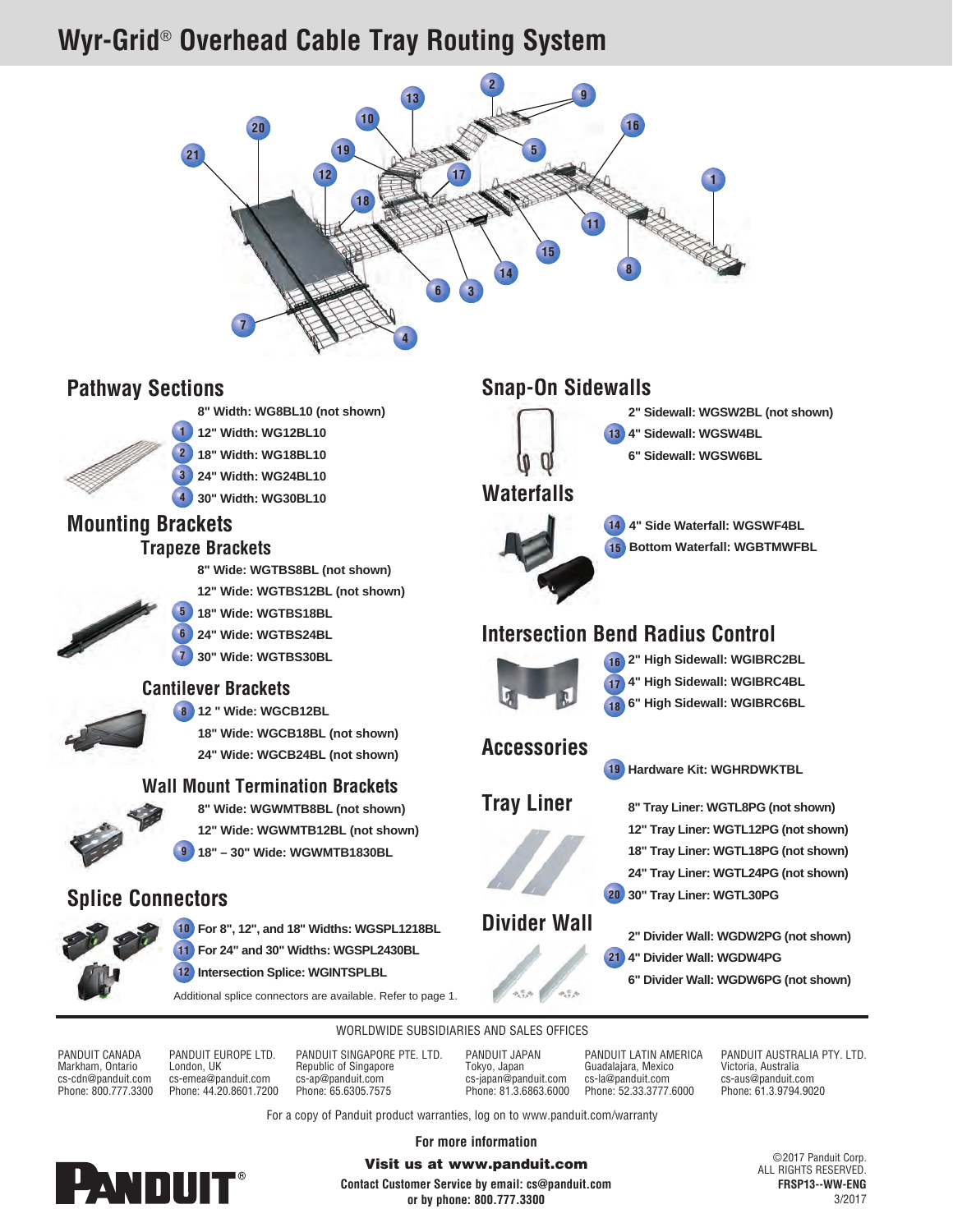# Wyr-Grid® Overhead Cable Tray Routing System

## Pathway Sections

8" Width: WG8BL10 (not shown)
1. 12" Width: WG12BL10
2. 18" Width: WG18BL10
3. 24" Width: WG24BL10
4. 30" Width: WG30BL10

## Mounting Brackets

### Trapeze Brackets

8" Wide: WGTBS8BL (not shown)
12" Wide: WGTBS12BL (not shown)
5. 18" Wide: WGTBS18BL
6. 24" Wide: WGTBS24BL
7. 30" Wide: WGTBS30BL

### Cantilever Brackets

8. 12 " Wide: WGCB12BL
18" Wide: WGCB18BL (not shown)
24" Wide: WGCB24BL (not shown)

### Wall Mount Termination Brackets

8" Wide: WGWMTB8BL (not shown)
12" Wide: WGWMTB12BL (not shown)
9. 18" – 30" Wide: WGWMTB1830BL

## Splice Connectors

10. For 8", 12", and 18" Widths: WGSPL1218BL
11. For 24" and 30" Widths: WGSPL2430BL
12. Intersection Splice: WGINTSPLBL

Additional splice connectors are available. Refer to page 1.

## Snap-On Sidewalls

2" Sidewall: WGSW2BL (not shown)
13. 4" Sidewall: WGSW4BL
6" Sidewall: WGSW6BL

## Waterfalls

14. 4" Side Waterfall: WGSWF4BL
15. Bottom Waterfall: WGBTMWFBL

## Intersection Bend Radius Control

16. 2" High Sidewall: WGIBRC2BL
17. 4" High Sidewall: WGIBRC4BL
18. 6" High Sidewall: WGIBRC6BL

## Accessories

19. Hardware Kit: WGHRDWKTBL

## Tray Liner

8" Tray Liner: WGTL8PG (not shown)
12" Tray Liner: WGTL12PG (not shown)
18" Tray Liner: WGTL18PG (not shown)
24" Tray Liner: WGTL24PG (not shown)
20. 30" Tray Liner: WGTL30PG

## Divider Wall

2" Divider Wall: WGDW2PG (not shown)
21. 4" Divider Wall: WGDW4PG
6" Divider Wall: WGDW6PG (not shown)

---

WORLDWIDE SUBSIDIARIES AND SALES OFFICES

PANDUIT CANADA
Markham, Ontario
cs-cdn@panduit.com
Phone: 800.777.3300

PANDUIT EUROPE LTD.
London, UK
cs-emea@panduit.com
Phone: 44.20.8601.7200

PANDUIT SINGAPORE PTE. LTD.
Republic of Singapore
cs-ap@panduit.com
Phone: 65.6305.7575

PANDUIT JAPAN
Tokyo, Japan
cs-japan@panduit.com
Phone: 81.3.6863.6000

PANDUIT LATIN AMERICA
Guadalajara, Mexico
cs-la@panduit.com
Phone: 52.33.3777.6000

PANDUIT AUSTRALIA PTY. LTD.
Victoria, Australia
cs-aus@panduit.com
Phone: 61.3.9794.9020

For a copy of Panduit product warranties, log on to www.panduit.com/warranty

PANDUIT®

**For more information**

**Visit us at www.panduit.com**

**Contact Customer Service by email: cs@panduit.com**
**or by phone: 800.777.3300**

©2017 Panduit Corp.
ALL RIGHTS RESERVED.
**FRSP13--WW-ENG**
3/2017